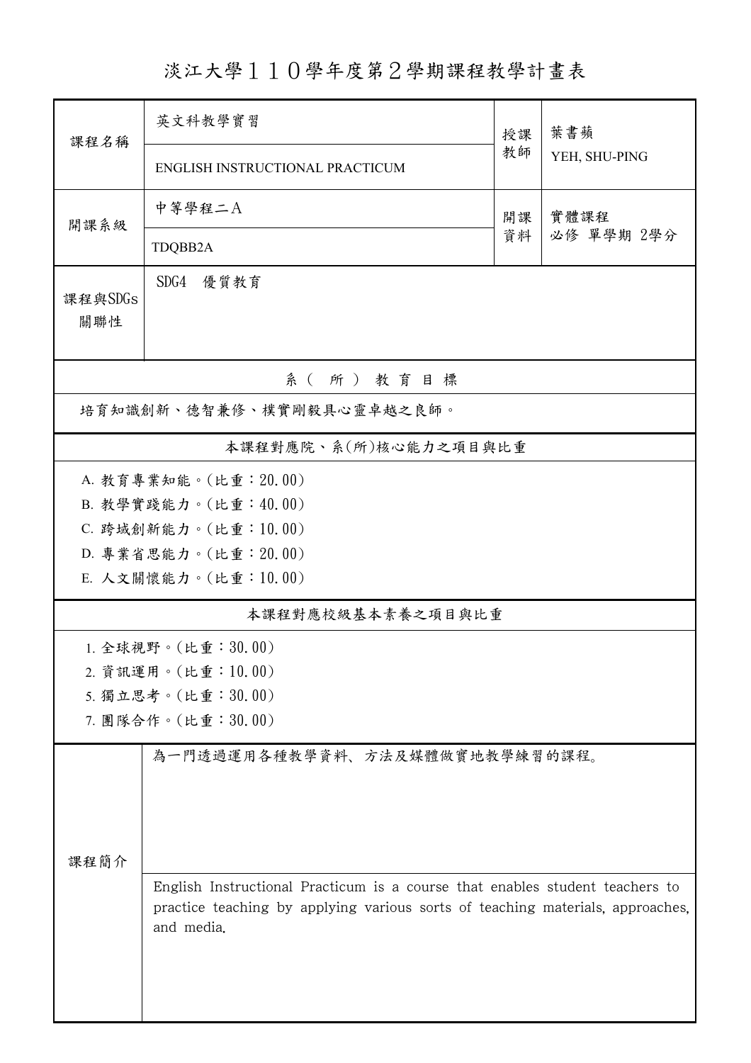# 淡江大學１１０學年度第２學期課程教學計畫表

| 課程名稱 | 英文科教學實習 | 授課教師 | 葉書蘋 |
|---|---|---|---|
| | ENGLISH INSTRUCTIONAL PRACTICUM | | YEH, SHU-PING |
| 開課系級 | 中等學程二A | 開課資料 | 實體課程<br>必修 單學期 2學分 |
| | TDQBB2A | | |
| 課程與SDGs關聯性 | SDG4 優質教育 | | |

## 系（所）教育目標

培育知識創新、德智兼修、樸實剛毅具心靈卓越之良師。

## 本課程對應院、系(所)核心能力之項目與比重

A. 教育專業知能。(比重：20.00)

B. 教學實踐能力。(比重：40.00)

C. 跨域創新能力。(比重：10.00)

D. 專業省思能力。(比重：20.00)

E. 人文關懷能力。(比重：10.00)

## 本課程對應校級基本素養之項目與比重

1. 全球視野。(比重：30.00)
2. 資訊運用。(比重：10.00)
5. 獨立思考。(比重：30.00)
7. 團隊合作。(比重：30.00)

## 課程簡介

為一門透過運用各種教學資料、方法及媒體做實地教學練習的課程。

English Instructional Practicum is a course that enables student teachers to practice teaching by applying various sorts of teaching materials, approaches, and media.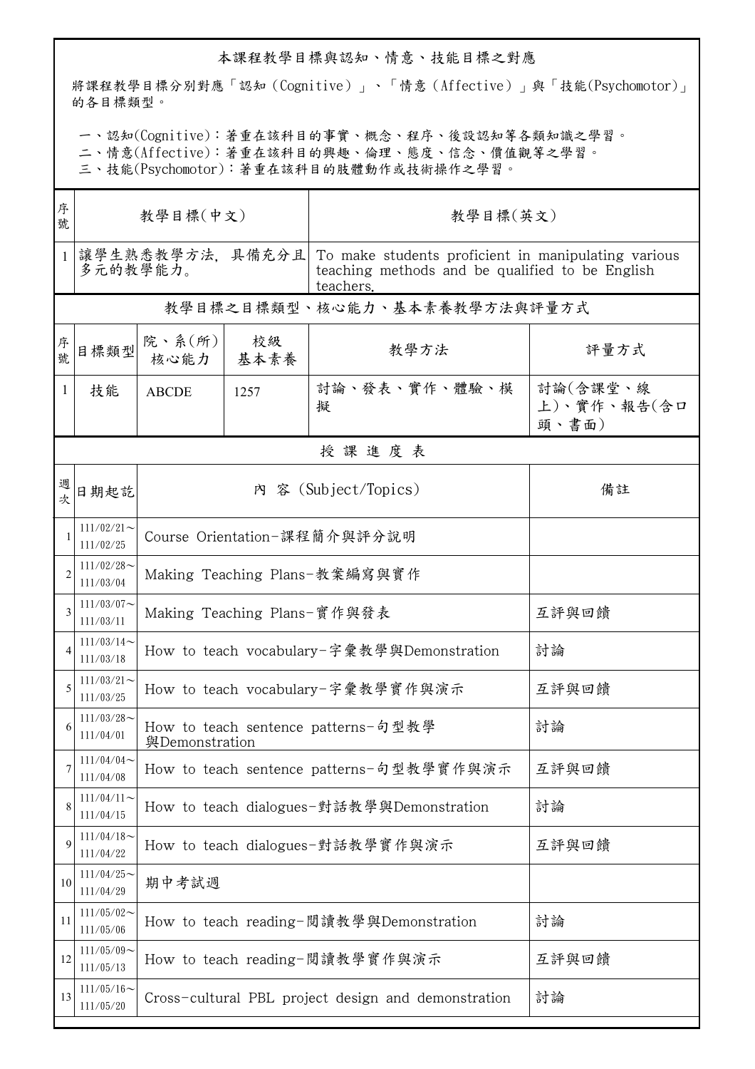## 本課程教學目標與認知、情意、技能目標之對應

將課程教學目標分別對應「認知（Cognitive）」、「情意（Affective）」與「技能(Psychomotor)」的各目標類型。

一、認知(Cognitive)：著重在該科目的事實、概念、程序、後設認知等各類知識之學習。
二、情意(Affective)：著重在該科目的興趣、倫理、態度、信念、價值觀等之學習。
三、技能(Psychomotor)：著重在該科目的肢體動作或技術操作之學習。

| 序號 | 教學目標(中文) | 教學目標(英文) |
|---|---|---|
| 1 | 讓學生熟悉教學方法, 具備充分且多元的教學能力。 | To make students proficient in manipulating various teaching methods and be qualified to be English teachers. |

## 教學目標之目標類型、核心能力、基本素養教學方法與評量方式

| 序號 | 目標類型 | 院、系(所)核心能力 | 校級基本素養 | 教學方法 | 評量方式 |
|---|---|---|---|---|---|
| 1 | 技能 | ABCDE | 1257 | 討論、發表、實作、體驗、模擬 | 討論(含課堂、線上)、實作、報告(含口頭、書面) |

## 授 課 進 度 表

| 週次 | 日期起訖 | 內 容 (Subject/Topics) | 備註 |
|---|---|---|---|
| 1 | 111/02/21～111/02/25 | Course Orientation-課程簡介與評分說明 | |
| 2 | 111/02/28～111/03/04 | Making Teaching Plans-教案編寫與實作 | |
| 3 | 111/03/07～111/03/11 | Making Teaching Plans-實作與發表 | 互評與回饋 |
| 4 | 111/03/14～111/03/18 | How to teach vocabulary-字彙教學與Demonstration | 討論 |
| 5 | 111/03/21～111/03/25 | How to teach vocabulary-字彙教學實作與演示 | 互評與回饋 |
| 6 | 111/03/28～111/04/01 | How to teach sentence patterns-句型教學與Demonstration | 討論 |
| 7 | 111/04/04～111/04/08 | How to teach sentence patterns-句型教學實作與演示 | 互評與回饋 |
| 8 | 111/04/11～111/04/15 | How to teach dialogues-對話教學與Demonstration | 討論 |
| 9 | 111/04/18～111/04/22 | How to teach dialogues-對話教學實作與演示 | 互評與回饋 |
| 10 | 111/04/25～111/04/29 | 期中考試週 | |
| 11 | 111/05/02～111/05/06 | How to teach reading-閱讀教學與Demonstration | 討論 |
| 12 | 111/05/09～111/05/13 | How to teach reading-閱讀教學實作與演示 | 互評與回饋 |
| 13 | 111/05/16～111/05/20 | Cross-cultural PBL project design and demonstration | 討論 |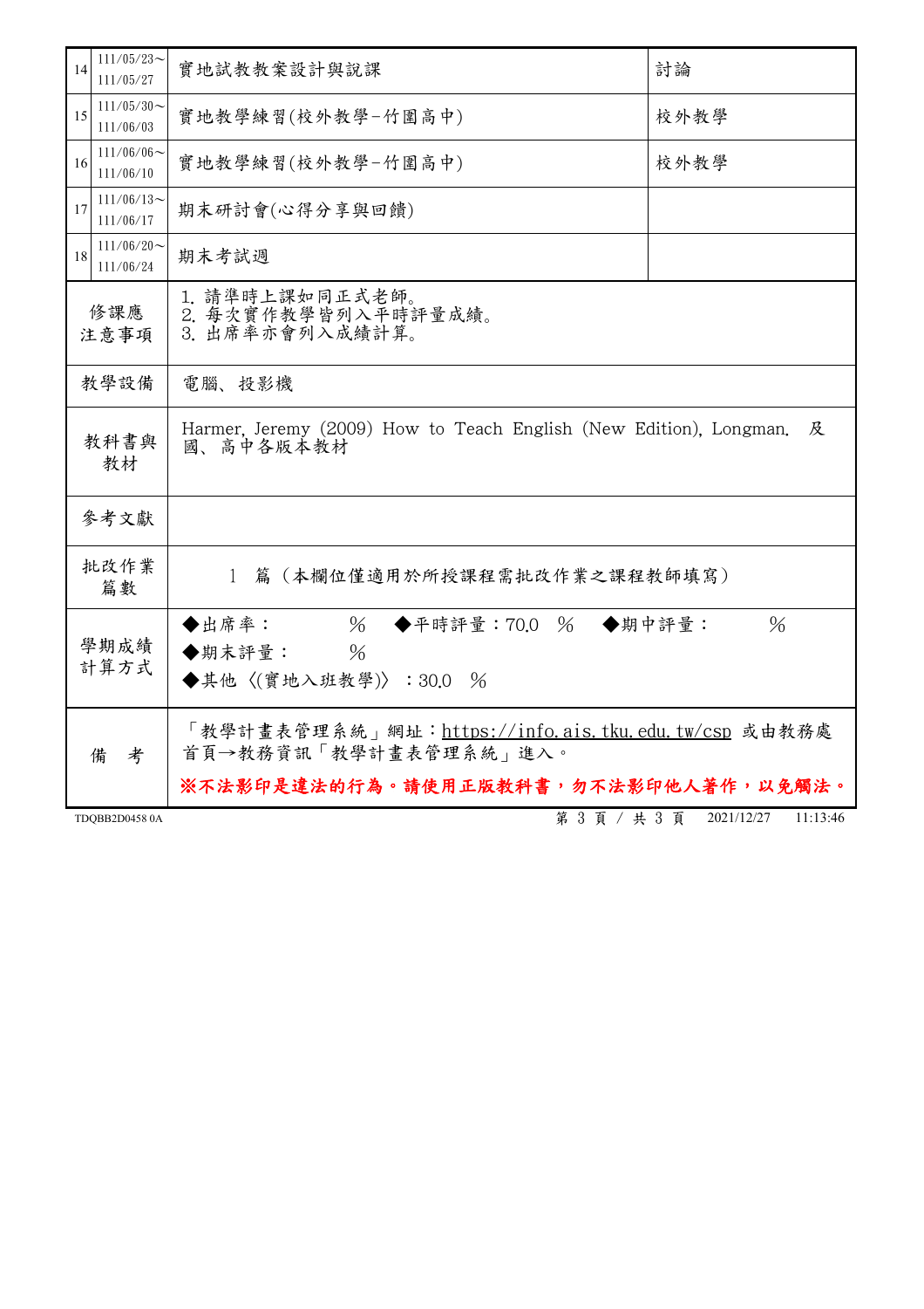| | | | |
|---|---|---|---|
| 14 | 111/05/23～111/05/27 | 實地試教教案設計與說課 | 討論 |
| 15 | 111/05/30～111/06/03 | 實地教學練習(校外教學－竹圍高中) | 校外教學 |
| 16 | 111/06/06～111/06/10 | 實地教學練習(校外教學－竹圍高中) | 校外教學 |
| 17 | 111/06/13～111/06/17 | 期末研討會(心得分享與回饋) | |
| 18 | 111/06/20～111/06/24 | 期末考試週 | |

| | |
|---|---|
| 修課應注意事項 | 1. 請準時上課如同正式老師。<br>2. 每次實作教學皆列入平時評量成績。<br>3. 出席率亦會列入成績計算。 |
| 教學設備 | 電腦、投影機 |
| 教科書與教材 | Harmer, Jeremy (2009) How to Teach English (New Edition), Longman. 及國、高中各版本教材 |
| 參考文獻 | |
| 批改作業篇數 | 1 篇（本欄位僅適用於所授課程需批改作業之課程教師填寫） |
| 學期成績計算方式 | ◆出席率： % ◆平時評量：70.0 % ◆期中評量： %<br>◆期末評量： %<br>◆其他〈(實地入班教學)〉：30.0 % |
| 備　考 | 「教學計畫表管理系統」網址：https://info.ais.tku.edu.tw/csp 或由教務處首頁→教務資訊「教學計畫表管理系統」進入。<br>**※不法影印是違法的行為。請使用正版教科書，勿不法影印他人著作，以免觸法。** |

TDQBB2D0458 0A　　2021/12/27　11:13:46